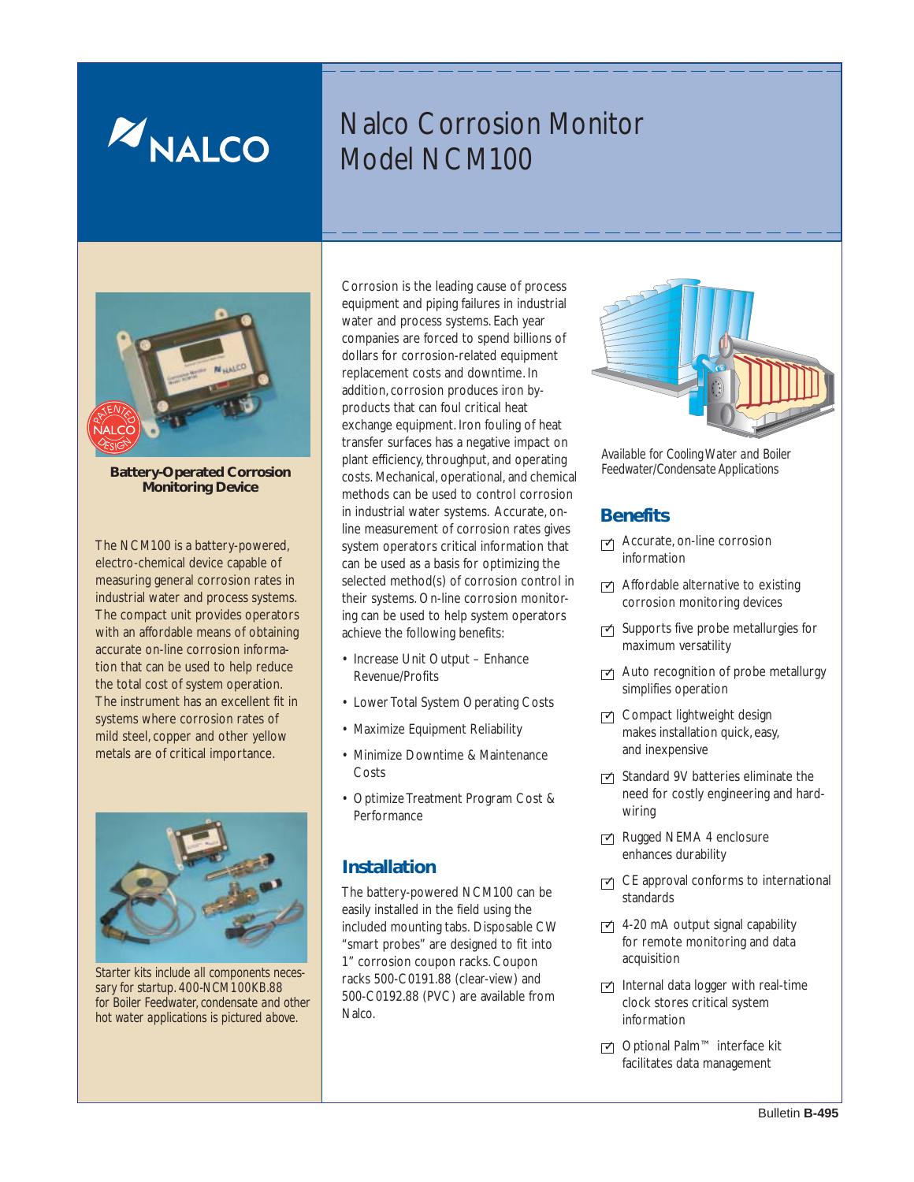# Nalco Corrosion Monitor Model NCM100

**Battery-Operated Corrosion Monitoring Device**

The NCM100 is a battery-powered, electro-chemical device capable of measuring general corrosion rates in industrial water and process systems. The compact unit provides operators with an affordable means of obtaining accurate on-line corrosion information that can be used to help reduce the total cost of system operation. The instrument has an excellent fit in systems where corrosion rates of mild steel, copper and other yellow metals are of critical importance.

Starter kits include all components necessary for startup. 400-NCM100KB.88 for Boiler Feedwater, condensate and other hot water applications is pictured above.

Corrosion is the leading cause of process equipment and piping failures in industrial water and process systems. Each year companies are forced to spend billions of dollars for corrosion-related equipment replacement costs and downtime. In addition, corrosion produces iron by-products that can foul critical heat exchange equipment. Iron fouling of heat transfer surfaces has a negative impact on plant efficiency, throughput, and operating costs. Mechanical, operational, and chemical methods can be used to control corrosion in industrial water systems. Accurate, on-line measurement of corrosion rates gives system operators critical information that can be used as a basis for optimizing the selected method(s) of corrosion control in their systems. On-line corrosion monitoring can be used to help system operators achieve the following benefits:

- Increase Unit Output – Enhance Revenue/Profits
- Lower Total System Operating Costs
- Maximize Equipment Reliability
- Minimize Downtime & Maintenance Costs
- Optimize Treatment Program Cost & Performance

## Installation

The battery-powered NCM100 can be easily installed in the field using the included mounting tabs. Disposable CW "smart probes" are designed to fit into 1" corrosion coupon racks. Coupon racks 500-C0191.88 (clear-view) and 500-C0192.88 (PVC) are available from Nalco.

Available for Cooling Water and Boiler Feedwater/Condensate Applications

## Benefits

- ☑ Accurate, on-line corrosion information
- ☑ Affordable alternative to existing corrosion monitoring devices
- ☑ Supports five probe metallurgies for maximum versatility
- ☑ Auto recognition of probe metallurgy simplifies operation
- ☑ Compact lightweight design makes installation quick, easy, and inexpensive
- ☑ Standard 9V batteries eliminate the need for costly engineering and hard-wiring
- ☑ Rugged NEMA 4 enclosure enhances durability
- ☑ CE approval conforms to international standards
- ☑ 4-20 mA output signal capability for remote monitoring and data acquisition
- ☑ Internal data logger with real-time clock stores critical system information
- ☑ Optional Palm™ interface kit facilitates data management

Bulletin **B-495**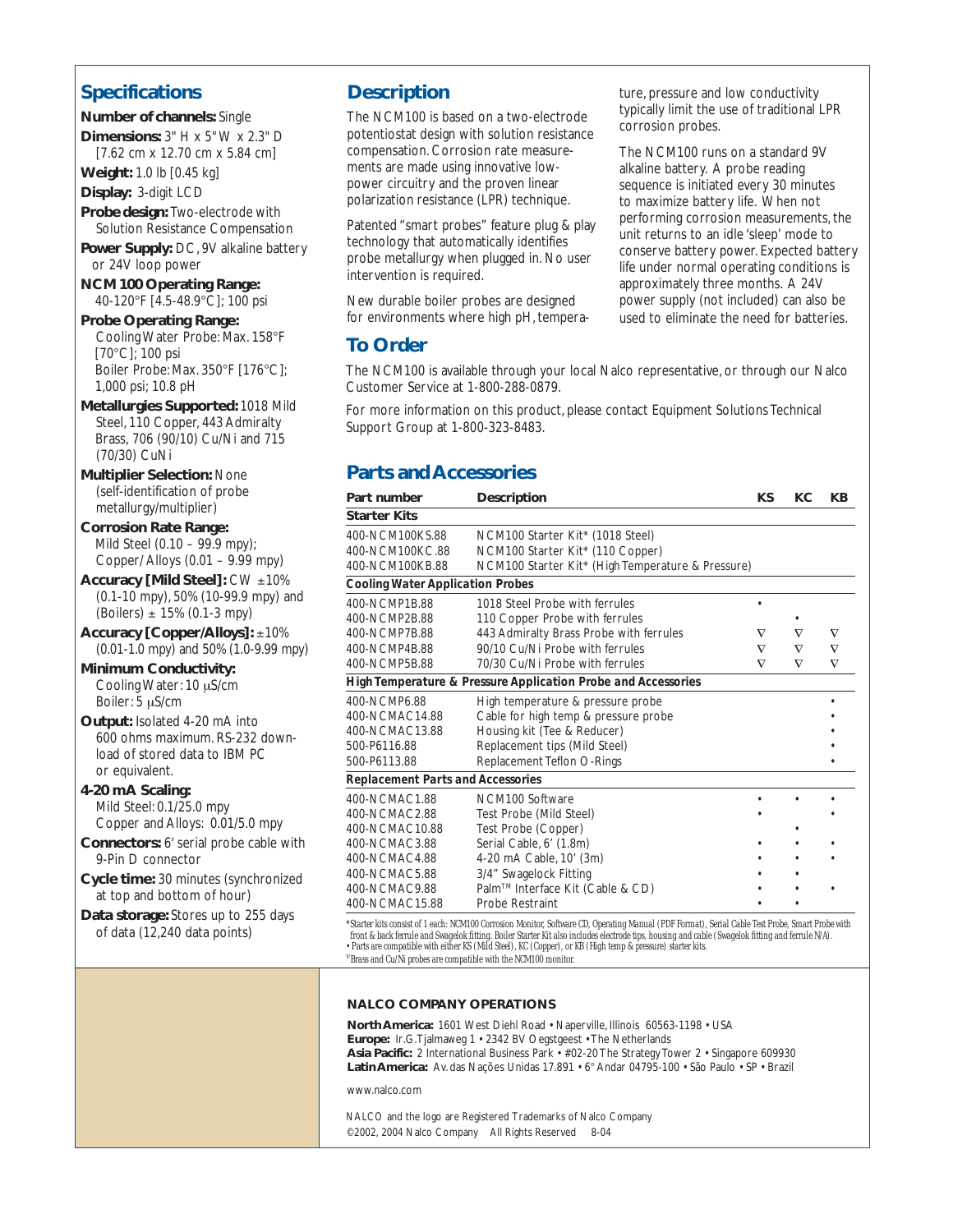## Specifications

**Number of channels:** Single

**Dimensions:** 3" H x 5" W x 2.3" D [7.62 cm x 12.70 cm x 5.84 cm]

**Weight:** 1.0 lb [0.45 kg]

**Display:** 3-digit LCD

**Probe design:** Two-electrode with Solution Resistance Compensation

**Power Supply:** DC, 9V alkaline battery or 24V loop power

**NCM 100 Operating Range:** 40-120°F [4.5-48.9°C]; 100 psi

**Probe Operating Range:**
Cooling Water Probe: Max. 158°F [70°C]; 100 psi
Boiler Probe: Max. 350°F [176°C]; 1,000 psi; 10.8 pH

**Metallurgies Supported:** 1018 Mild Steel, 110 Copper, 443 Admiralty Brass, 706 (90/10) Cu/Ni and 715 (70/30) CuNi

**Multiplier Selection:** None (self-identification of probe metallurgy/multiplier)

**Corrosion Rate Range:**
Mild Steel (0.10 – 99.9 mpy);
Copper/ Alloys (0.01 – 9.99 mpy)

**Accuracy [Mild Steel]:** CW ±10% (0.1-10 mpy), 50% (10-99.9 mpy) and (Boilers) ± 15% (0.1-3 mpy)

**Accuracy [Copper/Alloys]:** ±10% (0.01-1.0 mpy) and 50% (1.0-9.99 mpy)

**Minimum Conductivity:**
Cooling Water: 10 μS/cm
Boiler: 5 μS/cm

**Output:** Isolated 4-20 mA into 600 ohms maximum. RS-232 download of stored data to IBM PC or equivalent.

**4-20 mA Scaling:**
Mild Steel: 0.1/25.0 mpy
Copper and Alloys: 0.01/5.0 mpy

**Connectors:** 6' serial probe cable with 9-Pin D connector

**Cycle time:** 30 minutes (synchronized at top and bottom of hour)

**Data storage:** Stores up to 255 days of data (12,240 data points)

## Description

The NCM100 is based on a two-electrode potentiostat design with solution resistance compensation. Corrosion rate measurements are made using innovative low-power circuitry and the proven linear polarization resistance (LPR) technique.

Patented "smart probes" feature plug & play technology that automatically identifies probe metallurgy when plugged in. No user intervention is required.

New durable boiler probes are designed for environments where high pH, temperature, pressure and low conductivity typically limit the use of traditional LPR corrosion probes.

The NCM100 runs on a standard 9V alkaline battery. A probe reading sequence is initiated every 30 minutes to maximize battery life. When not performing corrosion measurements, the unit returns to an idle 'sleep' mode to conserve battery power. Expected battery life under normal operating conditions is approximately three months. A 24V power supply (not included) can also be used to eliminate the need for batteries.

## To Order

The NCM100 is available through your local Nalco representative, or through our Nalco Customer Service at 1-800-288-0879.

For more information on this product, please contact Equipment Solutions Technical Support Group at 1-800-323-8483.

## Parts and Accessories

| Part number | Description | KS | KC | KB |
|---|---|---|---|---|
| **Starter Kits** | | | | |
| 400-NCM100KS.88 | NCM100 Starter Kit* (1018 Steel) | | | |
| 400-NCM100KC.88 | NCM100 Starter Kit* (110 Copper) | | | |
| 400-NCM100KB.88 | NCM100 Starter Kit* (High Temperature & Pressure) | | | |
| **Cooling Water Application Probes** | | | | |
| 400-NCMP1B.88 | 1018 Steel Probe with ferrules | • | | |
| 400-NCMP2B.88 | 110 Copper Probe with ferrules | | • | |
| 400-NCMP7B.88 | 443 Admiralty Brass Probe with ferrules | ∇ | ∇ | ∇ |
| 400-NCMP4B.88 | 90/10 Cu/Ni Probe with ferrules | ∇ | ∇ | ∇ |
| 400-NCMP5B.88 | 70/30 Cu/Ni Probe with ferrules | ∇ | ∇ | ∇ |
| **High Temperature & Pressure Application Probe and Accessories** | | | | |
| 400-NCMP6.88 | High temperature & pressure probe | | | • |
| 400-NCMAC14.88 | Cable for high temp & pressure probe | | | • |
| 400-NCMAC13.88 | Housing kit (Tee & Reducer) | | | • |
| 500-P6116.88 | Replacement tips (Mild Steel) | | | • |
| 500-P6113.88 | Replacement Teflon O-Rings | | | • |
| **Replacement Parts and Accessories** | | | | |
| 400-NCMAC1.88 | NCM100 Software | • | • | • |
| 400-NCMAC2.88 | Test Probe (Mild Steel) | • | | • |
| 400-NCMAC10.88 | Test Probe (Copper) | | • | |
| 400-NCMAC3.88 | Serial Cable, 6' (1.8m) | • | • | • |
| 400-NCMAC4.88 | 4-20 mA Cable, 10' (3m) | • | • | • |
| 400-NCMAC5.88 | 3/4" Swagelock Fitting | • | • | |
| 400-NCMAC9.88 | Palm™ Interface Kit (Cable & CD) | • | • | • |
| 400-NCMAC15.88 | Probe Restraint | • | • | |

*Starter kits consist of 1 each: NCM100 Corrosion Monitor, Software CD, Operating Manual (PDF Format), Serial Cable Test Probe, Smart Probe with front & back ferrule and Swagelok fitting. Boiler Starter Kit also includes electrode tips, housing and cable (Swagelok fitting and ferrule N/A).
• Parts are compatible with either KS (Mild Steel), KC (Copper), or KB (High temp & pressure) starter kits.
∇ Brass and Cu/Ni probes are compatible with the NCM100 monitor.

**NALCO COMPANY OPERATIONS**

**North America:** 1601 West Diehl Road • Naperville, Illinois 60563-1198 • USA
**Europe:** Ir.G.Tjalmaweg 1 • 2342 BV Oegstgeest • The Netherlands
**Asia Pacific:** 2 International Business Park • #02-20 The Strategy Tower 2 • Singapore 609930
**Latin America:** Av. das Nações Unidas 17.891 • 6° Andar 04795-100 • São Paulo • SP • Brazil

www.nalco.com

NALCO and the logo are Registered Trademarks of Nalco Company
©2002, 2004 Nalco Company All Rights Reserved 8-04